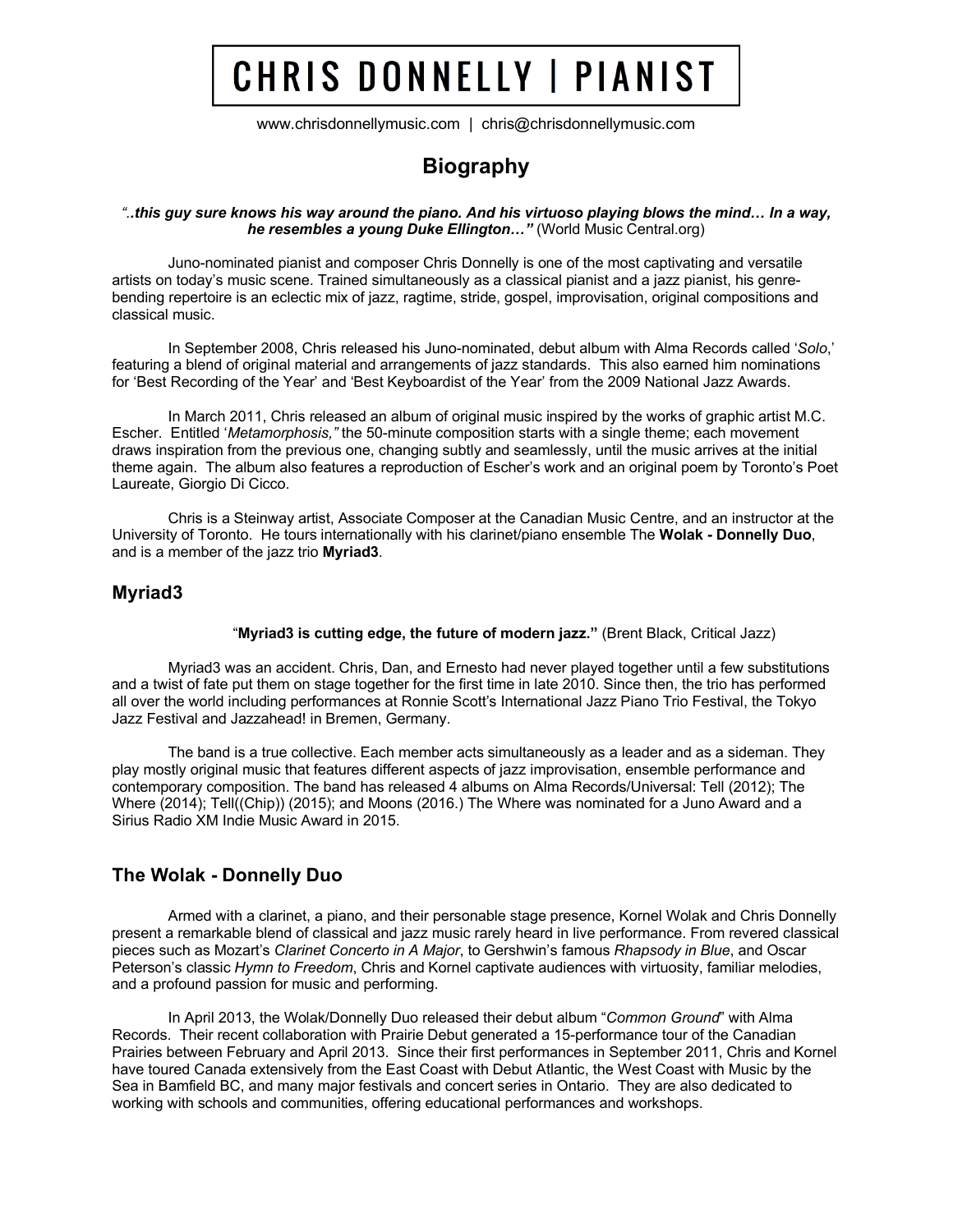# CHRIS DONNELLY | PIANIST

www.chrisdonnellymusic.com | chris@chrisdonnellymusic.com

## Biography

***"..this guy sure knows his way around the piano. And his virtuoso playing blows the mind… In a way, he resembles a young Duke Ellington…"*** (World Music Central.org)

Juno-nominated pianist and composer Chris Donnelly is one of the most captivating and versatile artists on today's music scene. Trained simultaneously as a classical pianist and a jazz pianist, his genre-bending repertoire is an eclectic mix of jazz, ragtime, stride, gospel, improvisation, original compositions and classical music.

In September 2008, Chris released his Juno-nominated, debut album with Alma Records called '*Solo*,' featuring a blend of original material and arrangements of jazz standards. This also earned him nominations for 'Best Recording of the Year' and 'Best Keyboardist of the Year' from the 2009 National Jazz Awards.

In March 2011, Chris released an album of original music inspired by the works of graphic artist M.C. Escher. Entitled '*Metamorphosis,"* the 50-minute composition starts with a single theme; each movement draws inspiration from the previous one, changing subtly and seamlessly, until the music arrives at the initial theme again. The album also features a reproduction of Escher's work and an original poem by Toronto's Poet Laureate, Giorgio Di Cicco.

Chris is a Steinway artist, Associate Composer at the Canadian Music Centre, and an instructor at the University of Toronto. He tours internationally with his clarinet/piano ensemble The **Wolak - Donnelly Duo**, and is a member of the jazz trio **Myriad3**.

## Myriad3

"**Myriad3 is cutting edge, the future of modern jazz.**" (Brent Black, Critical Jazz)

Myriad3 was an accident. Chris, Dan, and Ernesto had never played together until a few substitutions and a twist of fate put them on stage together for the first time in late 2010. Since then, the trio has performed all over the world including performances at Ronnie Scott's International Jazz Piano Trio Festival, the Tokyo Jazz Festival and Jazzahead! in Bremen, Germany.

The band is a true collective. Each member acts simultaneously as a leader and as a sideman. They play mostly original music that features different aspects of jazz improvisation, ensemble performance and contemporary composition. The band has released 4 albums on Alma Records/Universal: Tell (2012); The Where (2014); Tell((Chip)) (2015); and Moons (2016.) The Where was nominated for a Juno Award and a Sirius Radio XM Indie Music Award in 2015.

## The Wolak - Donnelly Duo

Armed with a clarinet, a piano, and their personable stage presence, Kornel Wolak and Chris Donnelly present a remarkable blend of classical and jazz music rarely heard in live performance. From revered classical pieces such as Mozart's *Clarinet Concerto in A Major*, to Gershwin's famous *Rhapsody in Blue*, and Oscar Peterson's classic *Hymn to Freedom*, Chris and Kornel captivate audiences with virtuosity, familiar melodies, and a profound passion for music and performing.

In April 2013, the Wolak/Donnelly Duo released their debut album "*Common Ground*" with Alma Records. Their recent collaboration with Prairie Debut generated a 15-performance tour of the Canadian Prairies between February and April 2013. Since their first performances in September 2011, Chris and Kornel have toured Canada extensively from the East Coast with Debut Atlantic, the West Coast with Music by the Sea in Bamfield BC, and many major festivals and concert series in Ontario. They are also dedicated to working with schools and communities, offering educational performances and workshops.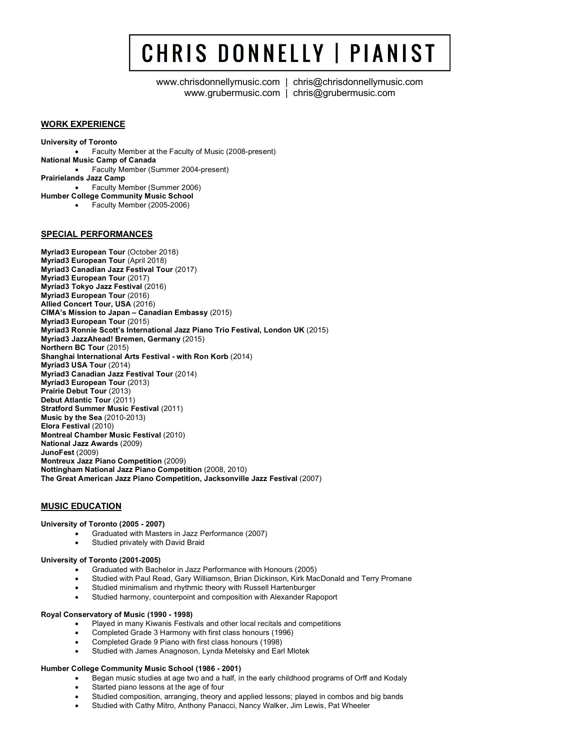# CHRIS DONNELLY | PIANIST

www.chrisdonnellymusic.com | chris@chrisdonnellymusic.com
www.grubermusic.com | chris@grubermusic.com

## WORK EXPERIENCE

**University of Toronto**
- Faculty Member at the Faculty of Music (2008-present)

**National Music Camp of Canada**
- Faculty Member (Summer 2004-present)

**Prairielands Jazz Camp**
- Faculty Member (Summer 2006)

**Humber College Community Music School**
- Faculty Member (2005-2006)

## SPECIAL PERFORMANCES

**Myriad3 European Tour** (October 2018)
**Myriad3 European Tour** (April 2018)
**Myriad3 Canadian Jazz Festival Tour** (2017)
**Myriad3 European Tour** (2017)
**Myriad3 Tokyo Jazz Festival** (2016)
**Myriad3 European Tour** (2016)
**Allied Concert Tour, USA** (2016)
**CIMA's Mission to Japan – Canadian Embassy** (2015)
**Myriad3 European Tour** (2015)
**Myriad3 Ronnie Scott's International Jazz Piano Trio Festival, London UK** (2015)
**Myriad3 JazzAhead! Bremen, Germany** (2015)
**Northern BC Tour** (2015)
**Shanghai International Arts Festival - with Ron Korb** (2014)
**Myriad3 USA Tour** (2014)
**Myriad3 Canadian Jazz Festival Tour** (2014)
**Myriad3 European Tour** (2013)
**Prairie Debut Tour** (2013)
**Debut Atlantic Tour** (2011)
**Stratford Summer Music Festival** (2011)
**Music by the Sea** (2010-2013)
**Elora Festival** (2010)
**Montreal Chamber Music Festival** (2010)
**National Jazz Awards** (2009)
**JunoFest** (2009)
**Montreux Jazz Piano Competition** (2009)
**Nottingham National Jazz Piano Competition** (2008, 2010)
**The Great American Jazz Piano Competition, Jacksonville Jazz Festival** (2007)

## MUSIC EDUCATION

**University of Toronto (2005 - 2007)**
- Graduated with Masters in Jazz Performance (2007)
- Studied privately with David Braid

**University of Toronto (2001-2005)**
- Graduated with Bachelor in Jazz Performance with Honours (2005)
- Studied with Paul Read, Gary Williamson, Brian Dickinson, Kirk MacDonald and Terry Promane
- Studied minimalism and rhythmic theory with Russell Hartenburger
- Studied harmony, counterpoint and composition with Alexander Rapoport

**Royal Conservatory of Music (1990 - 1998)**
- Played in many Kiwanis Festivals and other local recitals and competitions
- Completed Grade 3 Harmony with first class honours (1996)
- Completed Grade 9 Piano with first class honours (1998)
- Studied with James Anagnoson, Lynda Metelsky and Earl Mlotek

**Humber College Community Music School (1986 - 2001)**
- Began music studies at age two and a half, in the early childhood programs of Orff and Kodaly
- Started piano lessons at the age of four
- Studied composition, arranging, theory and applied lessons; played in combos and big bands
- Studied with Cathy Mitro, Anthony Panacci, Nancy Walker, Jim Lewis, Pat Wheeler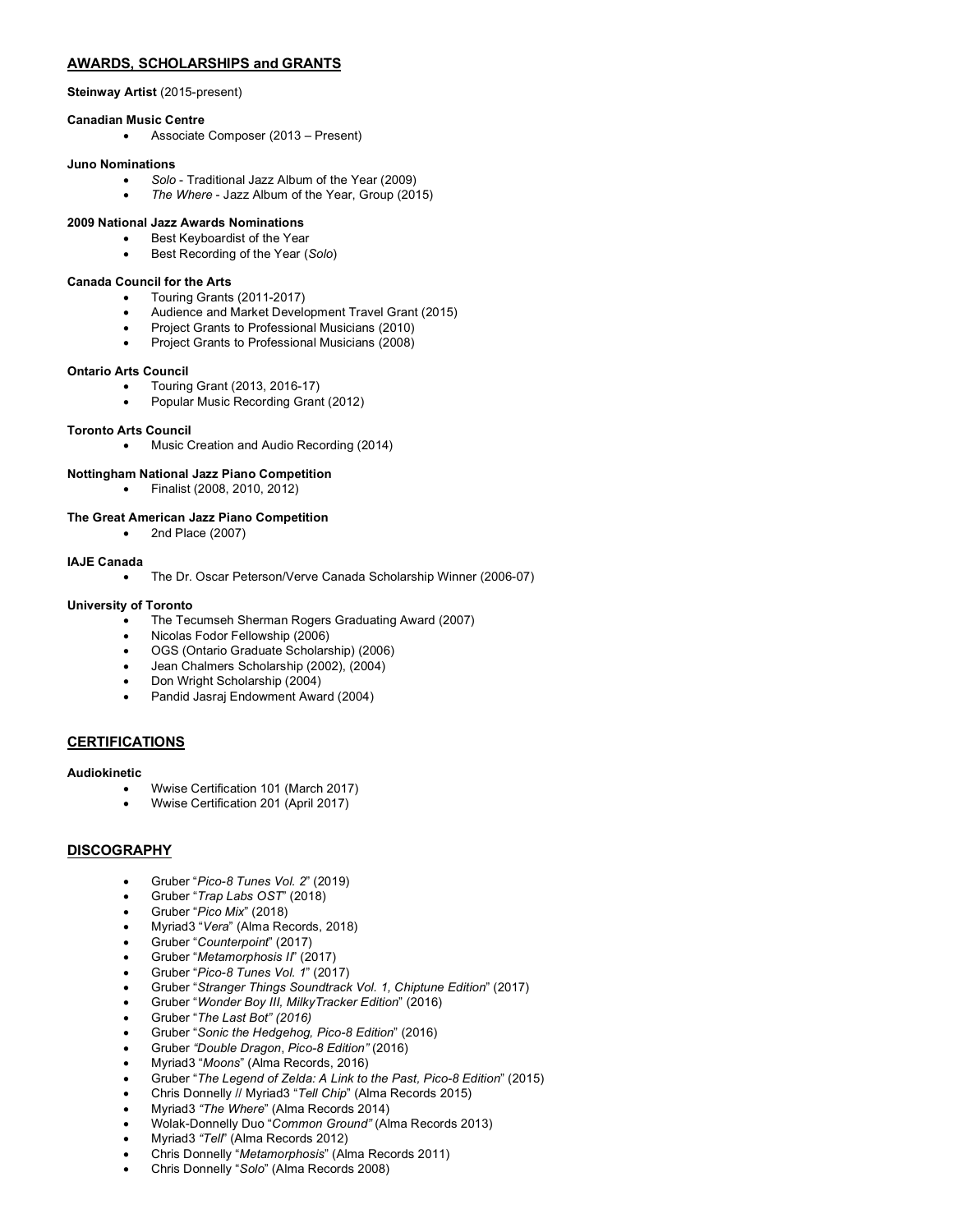## AWARDS, SCHOLARSHIPS and GRANTS

**Steinway Artist** (2015-present)

**Canadian Music Centre**

- Associate Composer (2013 – Present)

**Juno Nominations**

- *Solo* - Traditional Jazz Album of the Year (2009)
- *The Where* - Jazz Album of the Year, Group (2015)

**2009 National Jazz Awards Nominations**

- Best Keyboardist of the Year
- Best Recording of the Year (*Solo*)

**Canada Council for the Arts**

- Touring Grants (2011-2017)
- Audience and Market Development Travel Grant (2015)
- Project Grants to Professional Musicians (2010)
- Project Grants to Professional Musicians (2008)

**Ontario Arts Council**

- Touring Grant (2013, 2016-17)
- Popular Music Recording Grant (2012)

**Toronto Arts Council**

- Music Creation and Audio Recording (2014)

**Nottingham National Jazz Piano Competition**

- Finalist (2008, 2010, 2012)

**The Great American Jazz Piano Competition**

- 2nd Place (2007)

**IAJE Canada**

- The Dr. Oscar Peterson/Verve Canada Scholarship Winner (2006-07)

**University of Toronto**

- The Tecumseh Sherman Rogers Graduating Award (2007)
- Nicolas Fodor Fellowship (2006)
- OGS (Ontario Graduate Scholarship) (2006)
- Jean Chalmers Scholarship (2002), (2004)
- Don Wright Scholarship (2004)
- Pandid Jasraj Endowment Award (2004)

## CERTIFICATIONS

**Audiokinetic**

- Wwise Certification 101 (March 2017)
- Wwise Certification 201 (April 2017)

## DISCOGRAPHY

- Gruber "*Pico-8 Tunes Vol. 2*" (2019)
- Gruber "*Trap Labs OST*" (2018)
- Gruber "*Pico Mix*" (2018)
- Myriad3 "*Vera*" (Alma Records, 2018)
- Gruber "*Counterpoint*" (2017)
- Gruber "*Metamorphosis II*" (2017)
- Gruber "*Pico-8 Tunes Vol. 1*" (2017)
- Gruber "*Stranger Things Soundtrack Vol. 1, Chiptune Edition*" (2017)
- Gruber "*Wonder Boy III, MilkyTracker Edition*" (2016)
- Gruber "*The Last Bot" (2016)*
- Gruber "*Sonic the Hedgehog, Pico-8 Edition*" (2016)
- Gruber *"Double Dragon*, *Pico-8 Edition"* (2016)
- Myriad3 "*Moons*" (Alma Records, 2016)
- Gruber "*The Legend of Zelda: A Link to the Past, Pico-8 Edition*" (2015)
- Chris Donnelly // Myriad3 "*Tell Chip*" (Alma Records 2015)
- Myriad3 *"The Where*" (Alma Records 2014)
- Wolak-Donnelly Duo "*Common Ground"* (Alma Records 2013)
- Myriad3 *"Tell*" (Alma Records 2012)
- Chris Donnelly "*Metamorphosis*" (Alma Records 2011)
- Chris Donnelly "*Solo*" (Alma Records 2008)